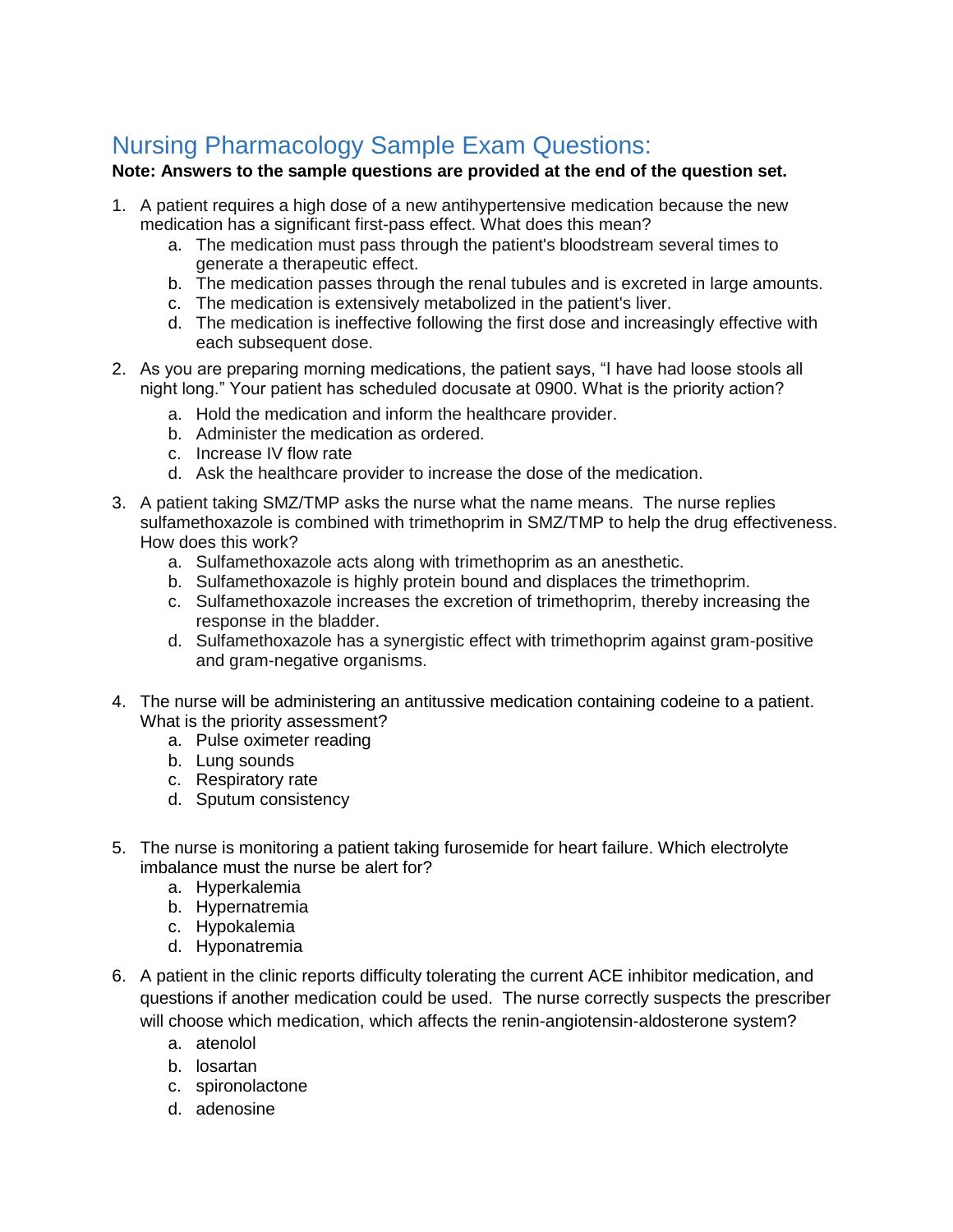# Nursing Pharmacology Sample Exam Questions:

**Note: Answers to the sample questions are provided at the end of the question set.**

1. A patient requires a high dose of a new antihypertensive medication because the new medication has a significant first-pass effect. What does this mean?
    a. The medication must pass through the patient's bloodstream several times to generate a therapeutic effect.
    b. The medication passes through the renal tubules and is excreted in large amounts.
    c. The medication is extensively metabolized in the patient's liver.
    d. The medication is ineffective following the first dose and increasingly effective with each subsequent dose.

2. As you are preparing morning medications, the patient says, "I have had loose stools all night long." Your patient has scheduled docusate at 0900. What is the priority action?
    a. Hold the medication and inform the healthcare provider.
    b. Administer the medication as ordered.
    c. Increase IV flow rate
    d. Ask the healthcare provider to increase the dose of the medication.

3. A patient taking SMZ/TMP asks the nurse what the name means. The nurse replies sulfamethoxazole is combined with trimethoprim in SMZ/TMP to help the drug effectiveness. How does this work?
    a. Sulfamethoxazole acts along with trimethoprim as an anesthetic.
    b. Sulfamethoxazole is highly protein bound and displaces the trimethoprim.
    c. Sulfamethoxazole increases the excretion of trimethoprim, thereby increasing the response in the bladder.
    d. Sulfamethoxazole has a synergistic effect with trimethoprim against gram-positive and gram-negative organisms.

4. The nurse will be administering an antitussive medication containing codeine to a patient. What is the priority assessment?
    a. Pulse oximeter reading
    b. Lung sounds
    c. Respiratory rate
    d. Sputum consistency

5. The nurse is monitoring a patient taking furosemide for heart failure. Which electrolyte imbalance must the nurse be alert for?
    a. Hyperkalemia
    b. Hypernatremia
    c. Hypokalemia
    d. Hyponatremia

6. A patient in the clinic reports difficulty tolerating the current ACE inhibitor medication, and questions if another medication could be used. The nurse correctly suspects the prescriber will choose which medication, which affects the renin-angiotensin-aldosterone system?
    a. atenolol
    b. losartan
    c. spironolactone
    d. adenosine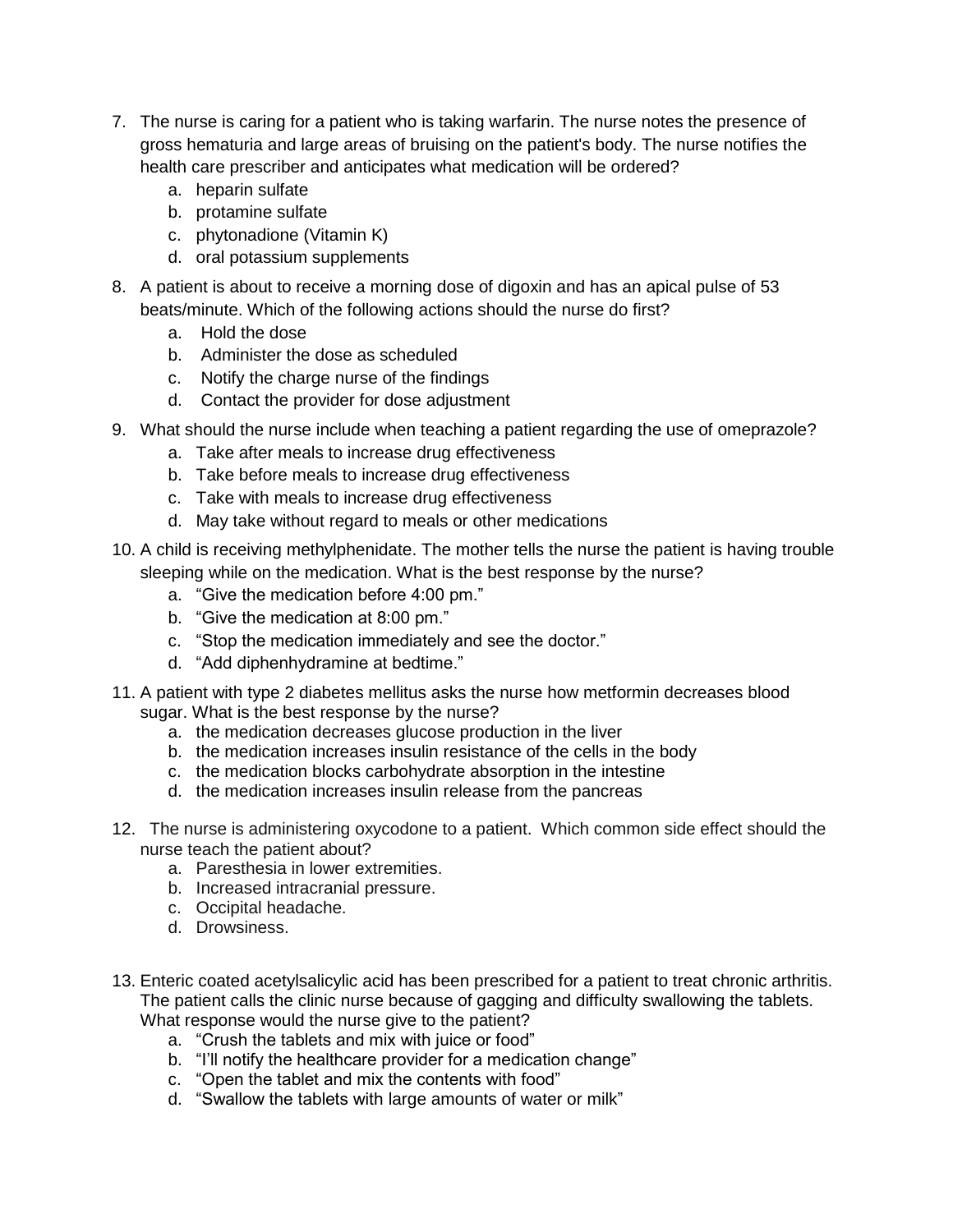7. The nurse is caring for a patient who is taking warfarin. The nurse notes the presence of gross hematuria and large areas of bruising on the patient's body. The nurse notifies the health care prescriber and anticipates what medication will be ordered?
    a. heparin sulfate
    b. protamine sulfate
    c. phytonadione (Vitamin K)
    d. oral potassium supplements

8. A patient is about to receive a morning dose of digoxin and has an apical pulse of 53 beats/minute. Which of the following actions should the nurse do first?
    a. Hold the dose
    b. Administer the dose as scheduled
    c. Notify the charge nurse of the findings
    d. Contact the provider for dose adjustment

9. What should the nurse include when teaching a patient regarding the use of omeprazole?
    a. Take after meals to increase drug effectiveness
    b. Take before meals to increase drug effectiveness
    c. Take with meals to increase drug effectiveness
    d. May take without regard to meals or other medications

10. A child is receiving methylphenidate. The mother tells the nurse the patient is having trouble sleeping while on the medication. What is the best response by the nurse?
    a. "Give the medication before 4:00 pm."
    b. "Give the medication at 8:00 pm."
    c. "Stop the medication immediately and see the doctor."
    d. "Add diphenhydramine at bedtime."

11. A patient with type 2 diabetes mellitus asks the nurse how metformin decreases blood sugar. What is the best response by the nurse?
    a. the medication decreases glucose production in the liver
    b. the medication increases insulin resistance of the cells in the body
    c. the medication blocks carbohydrate absorption in the intestine
    d. the medication increases insulin release from the pancreas

12. The nurse is administering oxycodone to a patient. Which common side effect should the nurse teach the patient about?
    a. Paresthesia in lower extremities.
    b. Increased intracranial pressure.
    c. Occipital headache.
    d. Drowsiness.

13. Enteric coated acetylsalicylic acid has been prescribed for a patient to treat chronic arthritis. The patient calls the clinic nurse because of gagging and difficulty swallowing the tablets. What response would the nurse give to the patient?
    a. "Crush the tablets and mix with juice or food"
    b. "I'll notify the healthcare provider for a medication change"
    c. "Open the tablet and mix the contents with food"
    d. "Swallow the tablets with large amounts of water or milk"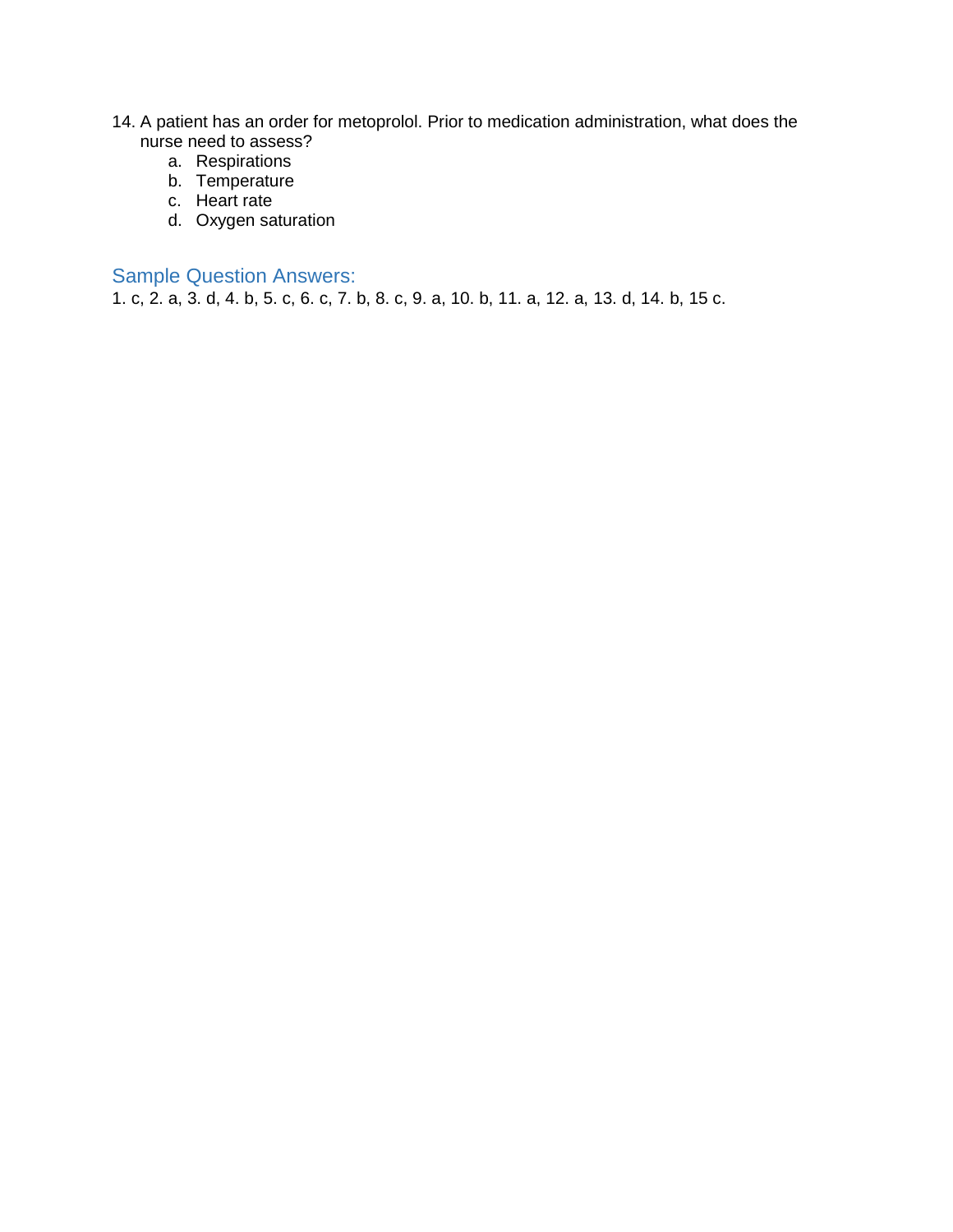14. A patient has an order for metoprolol. Prior to medication administration, what does the nurse need to assess?
    a. Respirations
    b. Temperature
    c. Heart rate
    d. Oxygen saturation

## Sample Question Answers:

1. c, 2. a, 3. d, 4. b, 5. c, 6. c, 7. b, 8. c, 9. a, 10. b, 11. a, 12. a, 13. d, 14. b, 15 c.